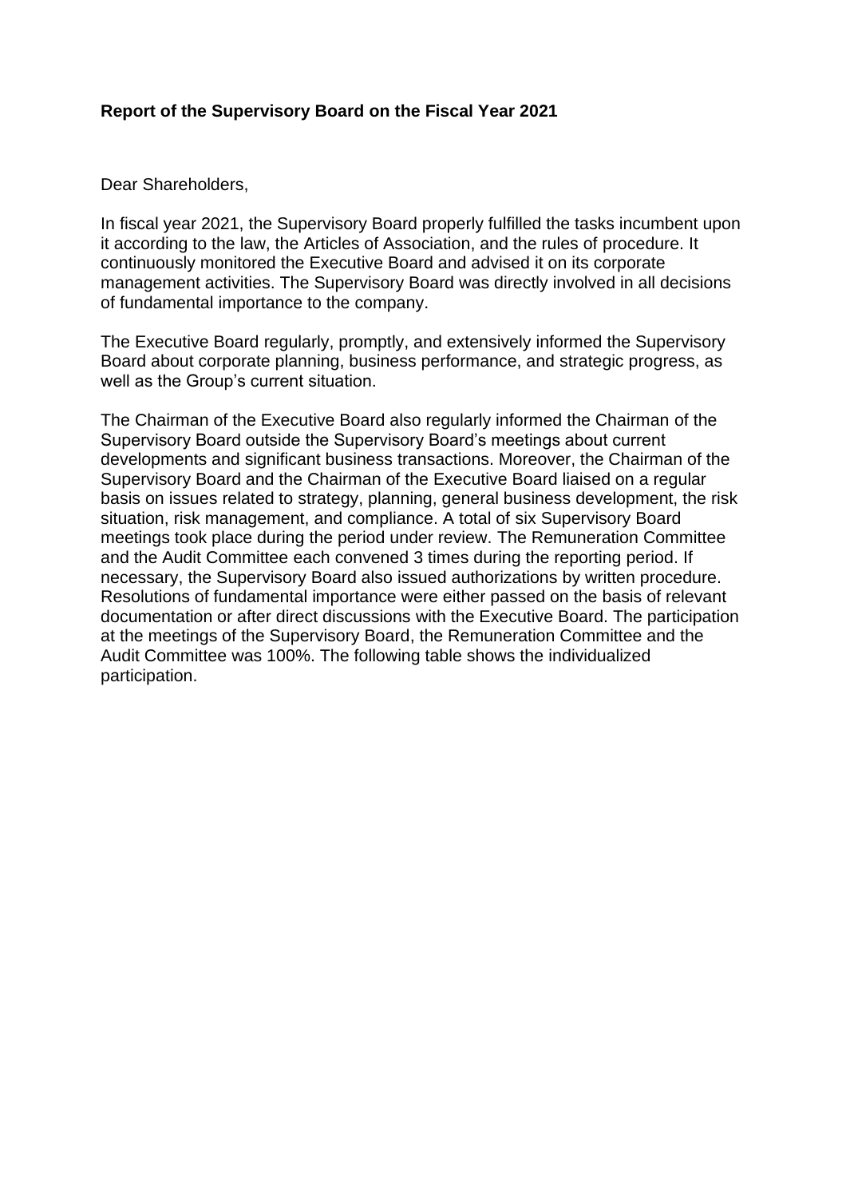**Report of the Supervisory Board on the Fiscal Year 2021**

Dear Shareholders,

In fiscal year 2021, the Supervisory Board properly fulfilled the tasks incumbent upon it according to the law, the Articles of Association, and the rules of procedure. It continuously monitored the Executive Board and advised it on its corporate management activities. The Supervisory Board was directly involved in all decisions of fundamental importance to the company.

The Executive Board regularly, promptly, and extensively informed the Supervisory Board about corporate planning, business performance, and strategic progress, as well as the Group's current situation.

The Chairman of the Executive Board also regularly informed the Chairman of the Supervisory Board outside the Supervisory Board's meetings about current developments and significant business transactions. Moreover, the Chairman of the Supervisory Board and the Chairman of the Executive Board liaised on a regular basis on issues related to strategy, planning, general business development, the risk situation, risk management, and compliance. A total of six Supervisory Board meetings took place during the period under review. The Remuneration Committee and the Audit Committee each convened 3 times during the reporting period. If necessary, the Supervisory Board also issued authorizations by written procedure. Resolutions of fundamental importance were either passed on the basis of relevant documentation or after direct discussions with the Executive Board. The participation at the meetings of the Supervisory Board, the Remuneration Committee and the Audit Committee was 100%. The following table shows the individualized participation.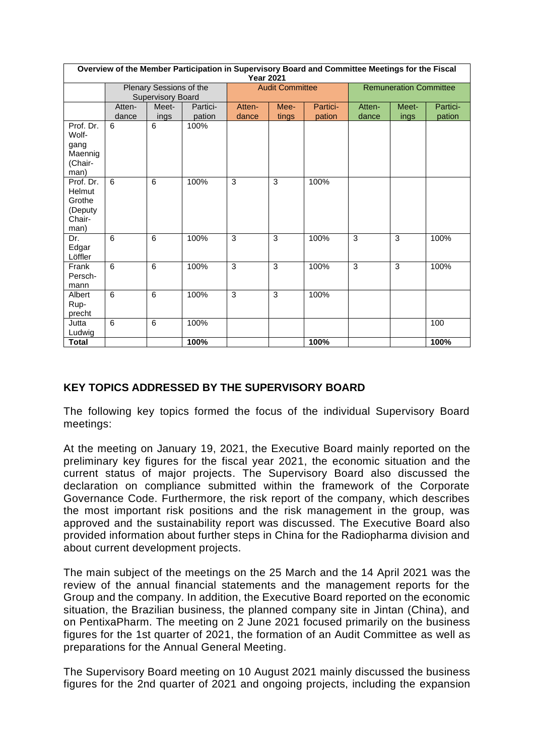| Overview of the Member Participation in Supervisory Board and Committee Meetings for the Fiscal Year 2021 | | | | | | | | | |
|---|---|---|---|---|---|---|---|---|---|
| | Plenary Sessions of the Supervisory Board | | | Audit Committee | | | Remuneration Committee | | |
| | Atten-dance | Meet-ings | Partici-pation | Atten-dance | Mee-tings | Partici-pation | Atten-dance | Meet-ings | Partici-pation |
| Prof. Dr. Wolf-gang Maennig (Chair-man) | 6 | 6 | 100% | | | | | | |
| Prof. Dr. Helmut Grothe (Deputy Chair-man) | 6 | 6 | 100% | 3 | 3 | 100% | | | |
| Dr. Edgar Löffler | 6 | 6 | 100% | 3 | 3 | 100% | 3 | 3 | 100% |
| Frank Persch-mann | 6 | 6 | 100% | 3 | 3 | 100% | 3 | 3 | 100% |
| Albert Rup-precht | 6 | 6 | 100% | 3 | 3 | 100% | | | |
| Jutta Ludwig | 6 | 6 | 100% | | | | | | 100 |
| **Total** | | | **100%** | | | **100%** | | | **100%** |

## KEY TOPICS ADDRESSED BY THE SUPERVISORY BOARD

The following key topics formed the focus of the individual Supervisory Board meetings:

At the meeting on January 19, 2021, the Executive Board mainly reported on the preliminary key figures for the fiscal year 2021, the economic situation and the current status of major projects. The Supervisory Board also discussed the declaration on compliance submitted within the framework of the Corporate Governance Code. Furthermore, the risk report of the company, which describes the most important risk positions and the risk management in the group, was approved and the sustainability report was discussed. The Executive Board also provided information about further steps in China for the Radiopharma division and about current development projects.

The main subject of the meetings on the 25 March and the 14 April 2021 was the review of the annual financial statements and the management reports for the Group and the company. In addition, the Executive Board reported on the economic situation, the Brazilian business, the planned company site in Jintan (China), and on PentixaPharm. The meeting on 2 June 2021 focused primarily on the business figures for the 1st quarter of 2021, the formation of an Audit Committee as well as preparations for the Annual General Meeting.

The Supervisory Board meeting on 10 August 2021 mainly discussed the business figures for the 2nd quarter of 2021 and ongoing projects, including the expansion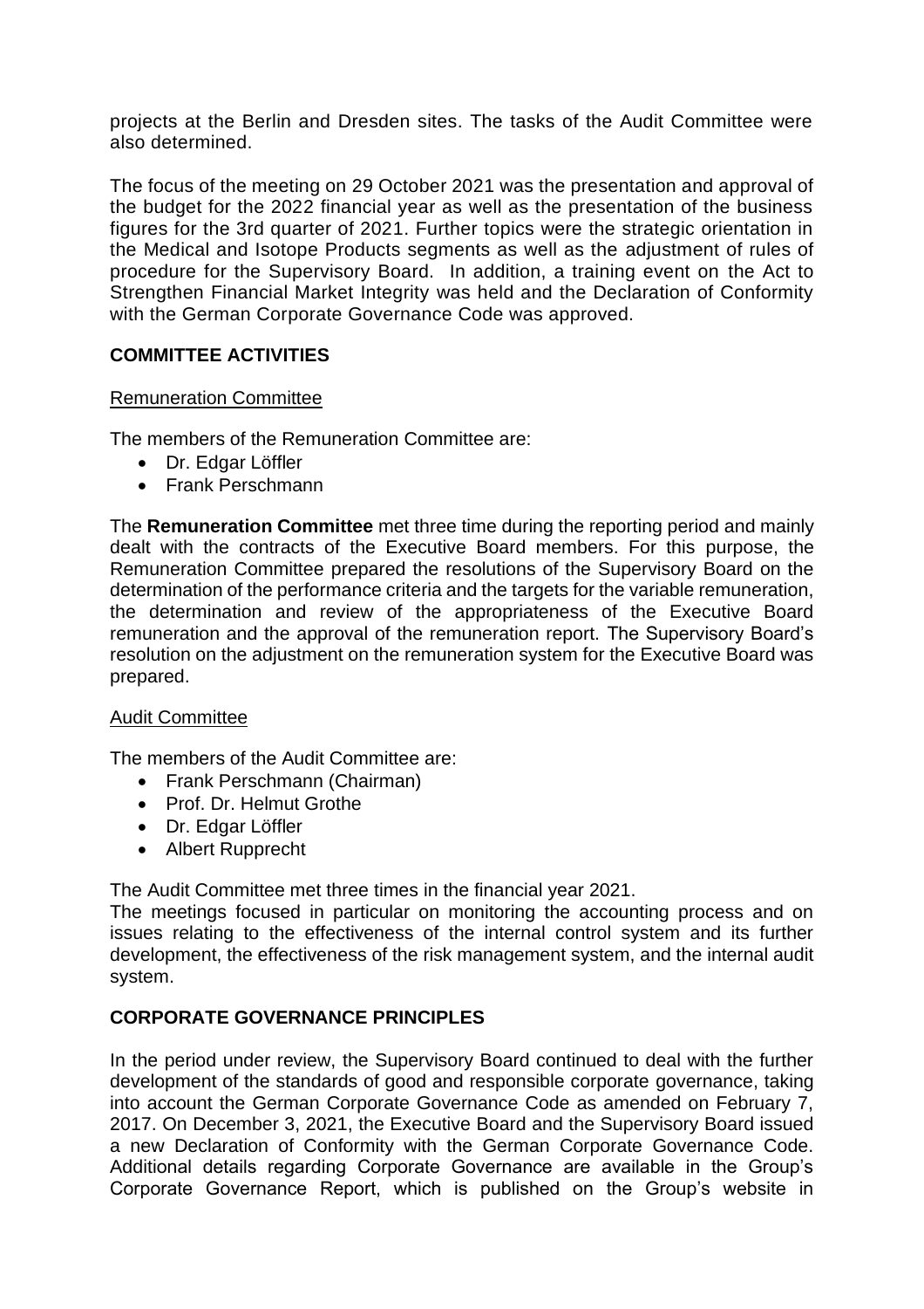projects at the Berlin and Dresden sites. The tasks of the Audit Committee were also determined.

The focus of the meeting on 29 October 2021 was the presentation and approval of the budget for the 2022 financial year as well as the presentation of the business figures for the 3rd quarter of 2021. Further topics were the strategic orientation in the Medical and Isotope Products segments as well as the adjustment of rules of procedure for the Supervisory Board. In addition, a training event on the Act to Strengthen Financial Market Integrity was held and the Declaration of Conformity with the German Corporate Governance Code was approved.

## COMMITTEE ACTIVITIES

### Remuneration Committee

The members of the Remuneration Committee are:

- Dr. Edgar Löffler
- Frank Perschmann

The **Remuneration Committee** met three time during the reporting period and mainly dealt with the contracts of the Executive Board members. For this purpose, the Remuneration Committee prepared the resolutions of the Supervisory Board on the determination of the performance criteria and the targets for the variable remuneration, the determination and review of the appropriateness of the Executive Board remuneration and the approval of the remuneration report. The Supervisory Board's resolution on the adjustment on the remuneration system for the Executive Board was prepared.

### Audit Committee

The members of the Audit Committee are:

- Frank Perschmann (Chairman)
- Prof. Dr. Helmut Grothe
- Dr. Edgar Löffler
- Albert Rupprecht

The Audit Committee met three times in the financial year 2021.
The meetings focused in particular on monitoring the accounting process and on issues relating to the effectiveness of the internal control system and its further development, the effectiveness of the risk management system, and the internal audit system.

## CORPORATE GOVERNANCE PRINCIPLES

In the period under review, the Supervisory Board continued to deal with the further development of the standards of good and responsible corporate governance, taking into account the German Corporate Governance Code as amended on February 7, 2017. On December 3, 2021, the Executive Board and the Supervisory Board issued a new Declaration of Conformity with the German Corporate Governance Code. Additional details regarding Corporate Governance are available in the Group's Corporate Governance Report, which is published on the Group's website in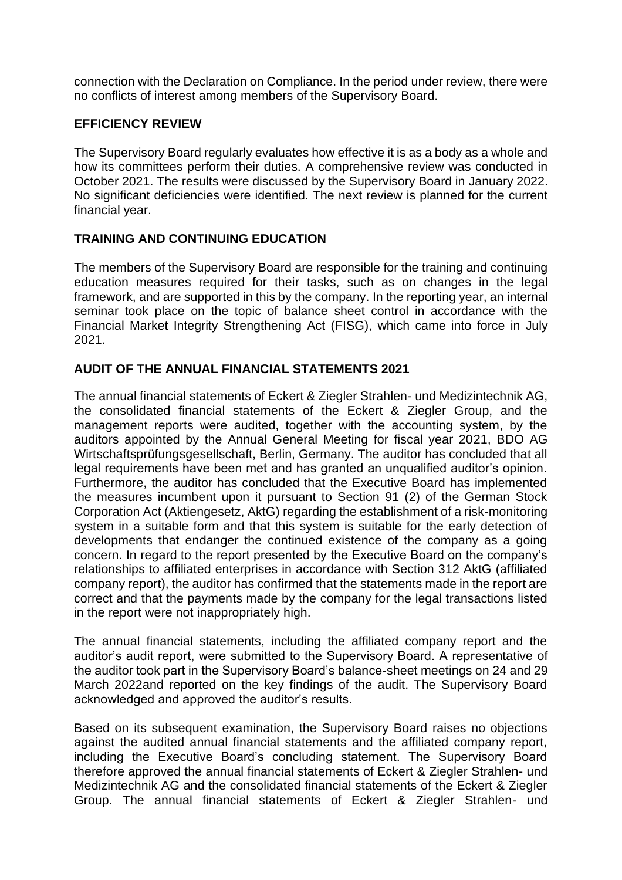connection with the Declaration on Compliance. In the period under review, there were no conflicts of interest among members of the Supervisory Board.

## EFFICIENCY REVIEW

The Supervisory Board regularly evaluates how effective it is as a body as a whole and how its committees perform their duties. A comprehensive review was conducted in October 2021. The results were discussed by the Supervisory Board in January 2022. No significant deficiencies were identified. The next review is planned for the current financial year.

## TRAINING AND CONTINUING EDUCATION

The members of the Supervisory Board are responsible for the training and continuing education measures required for their tasks, such as on changes in the legal framework, and are supported in this by the company. In the reporting year, an internal seminar took place on the topic of balance sheet control in accordance with the Financial Market Integrity Strengthening Act (FISG), which came into force in July 2021.

## AUDIT OF THE ANNUAL FINANCIAL STATEMENTS 2021

The annual financial statements of Eckert & Ziegler Strahlen- und Medizintechnik AG, the consolidated financial statements of the Eckert & Ziegler Group, and the management reports were audited, together with the accounting system, by the auditors appointed by the Annual General Meeting for fiscal year 2021, BDO AG Wirtschaftsprüfungsgesellschaft, Berlin, Germany. The auditor has concluded that all legal requirements have been met and has granted an unqualified auditor's opinion. Furthermore, the auditor has concluded that the Executive Board has implemented the measures incumbent upon it pursuant to Section 91 (2) of the German Stock Corporation Act (Aktiengesetz, AktG) regarding the establishment of a risk-monitoring system in a suitable form and that this system is suitable for the early detection of developments that endanger the continued existence of the company as a going concern. In regard to the report presented by the Executive Board on the company's relationships to affiliated enterprises in accordance with Section 312 AktG (affiliated company report), the auditor has confirmed that the statements made in the report are correct and that the payments made by the company for the legal transactions listed in the report were not inappropriately high.

The annual financial statements, including the affiliated company report and the auditor's audit report, were submitted to the Supervisory Board. A representative of the auditor took part in the Supervisory Board's balance-sheet meetings on 24 and 29 March 2022and reported on the key findings of the audit. The Supervisory Board acknowledged and approved the auditor's results.

Based on its subsequent examination, the Supervisory Board raises no objections against the audited annual financial statements and the affiliated company report, including the Executive Board's concluding statement. The Supervisory Board therefore approved the annual financial statements of Eckert & Ziegler Strahlen- und Medizintechnik AG and the consolidated financial statements of the Eckert & Ziegler Group. The annual financial statements of Eckert & Ziegler Strahlen- und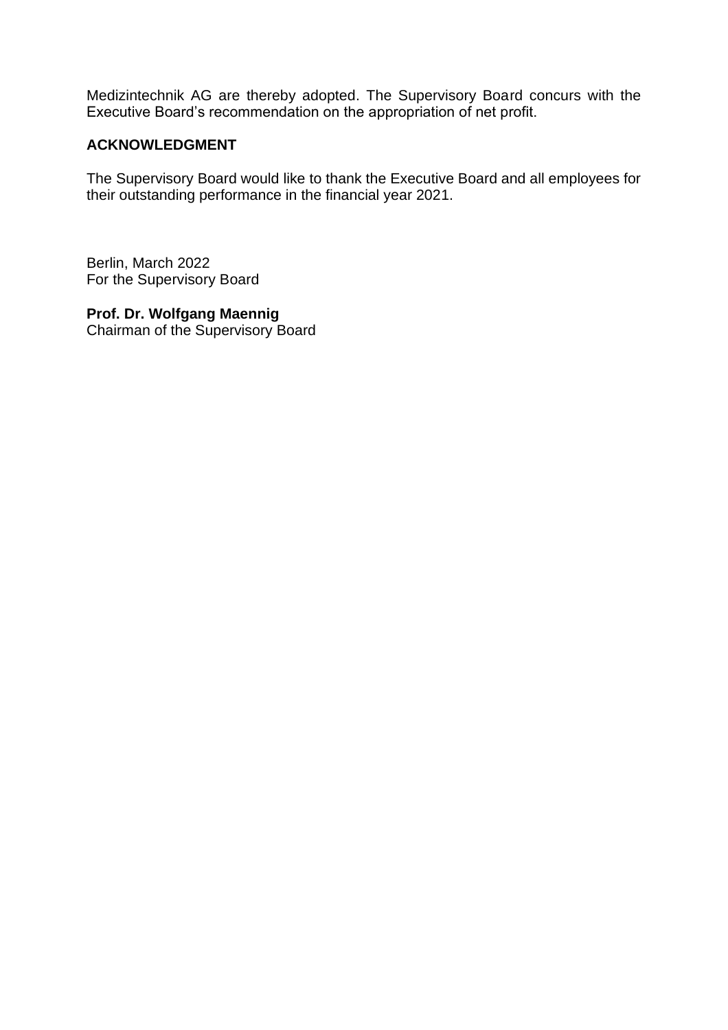Medizintechnik AG are thereby adopted. The Supervisory Board concurs with the Executive Board's recommendation on the appropriation of net profit.

## ACKNOWLEDGMENT

The Supervisory Board would like to thank the Executive Board and all employees for their outstanding performance in the financial year 2021.

Berlin, March 2022
For the Supervisory Board

**Prof. Dr. Wolfgang Maennig**
Chairman of the Supervisory Board